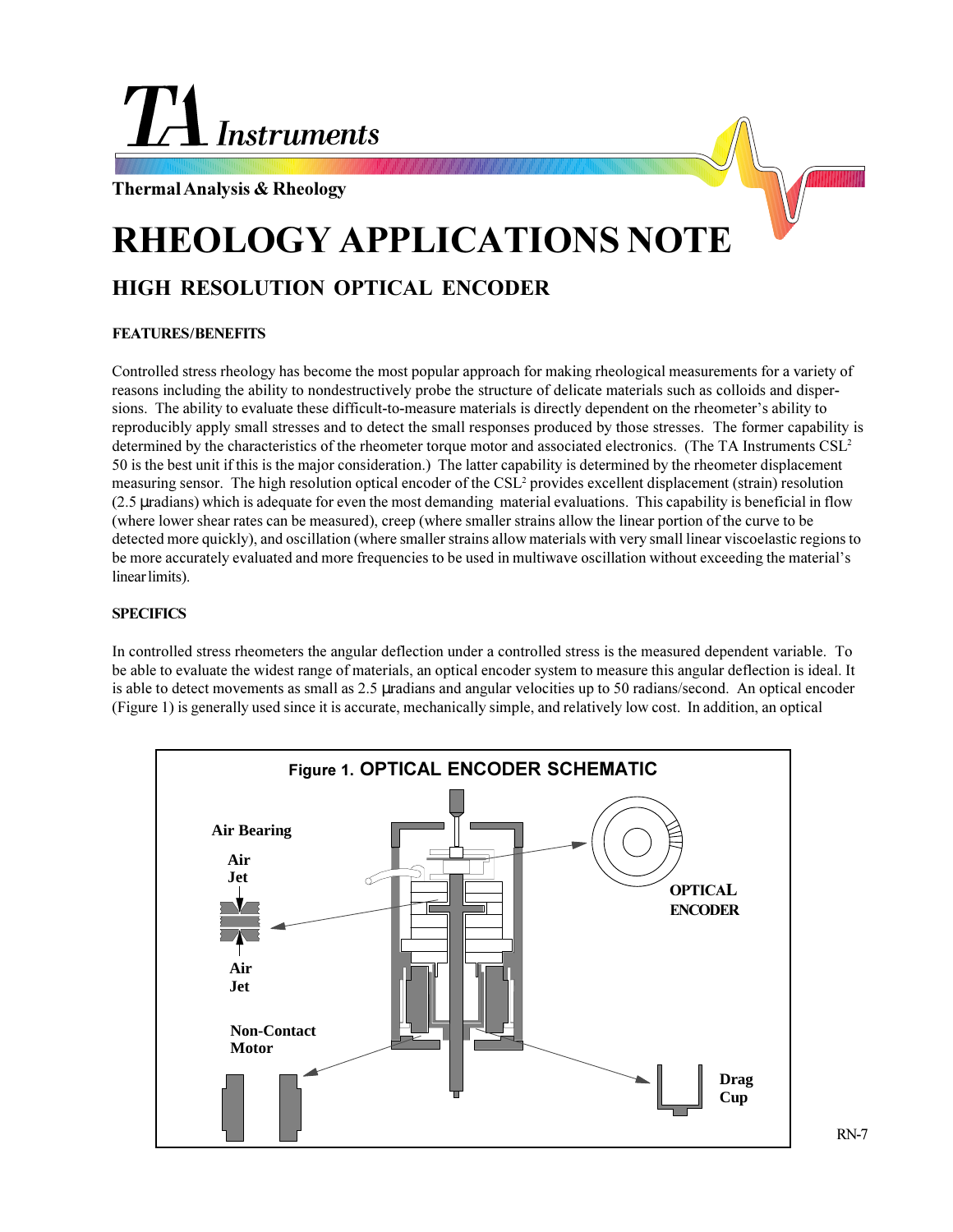# RHEOLOGY APPLICATIONS NOTE

Thermal Analysis & Rheology

## HIGH RESOLUTION OPTICAL ENCODER

### FEATURES/BENEFITS

Controlled stress rheology has become the most popular approach for making rheological measurements for a variety of reasons including the ability to nondestructively probe the structure of delicate materials such as colloids and dispersions. The ability to evaluate these difficult-to-measure materials is directly dependent on the rheometer's ability to reproducibly apply small stresses and to detect the small responses produced by those stresses. The former capability is determined by the characteristics of the rheometer torque motor and associated electronics. (The TA Instruments CSL$^2$ 50 is the best unit if this is the major consideration.) The latter capability is determined by the rheometer displacement measuring sensor. The high resolution optical encoder of the CSL$^2$ provides excellent displacement (strain) resolution (2.5 μradians) which is adequate for even the most demanding material evaluations. This capability is beneficial in flow (where lower shear rates can be measured), creep (where smaller strains allow the linear portion of the curve to be detected more quickly), and oscillation (where smaller strains allow materials with very small linear viscoelastic regions to be more accurately evaluated and more frequencies to be used in multiwave oscillation without exceeding the material's linear limits).

### SPECIFICS

In controlled stress rheometers the angular deflection under a controlled stress is the measured dependent variable. To be able to evaluate the widest range of materials, an optical encoder system to measure this angular deflection is ideal. It is able to detect movements as small as 2.5 μradians and angular velocities up to 50 radians/second. An optical encoder (Figure 1) is generally used since it is accurate, mechanically simple, and relatively low cost. In addition, an optical

Figure 1. OPTICAL ENCODER SCHEMATIC

Air Bearing, Air Jet, Air Jet, Non-Contact Motor, OPTICAL ENCODER, Drag Cup

RN-7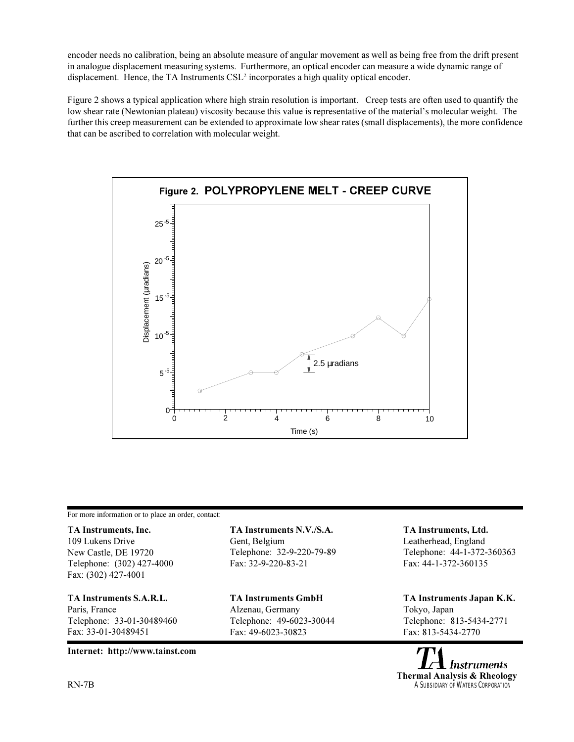encoder needs no calibration, being an absolute measure of angular movement as well as being free from the drift present in analogue displacement measuring systems. Furthermore, an optical encoder can measure a wide dynamic range of displacement. Hence, the TA Instruments CSL² incorporates a high quality optical encoder.

Figure 2 shows a typical application where high strain resolution is important. Creep tests are often used to quantify the low shear rate (Newtonian plateau) viscosity because this value is representative of the material's molecular weight. The further this creep measurement can be extended to approximate low shear rates (small displacements), the more confidence that can be ascribed to correlation with molecular weight.

**Figure 2. POLYPROPYLENE MELT - CREEP CURVE**

Displacement (μradians)

25 -5
20 -5
15 -5
10 -5
5 -5
0

2.5 μradians

0 2 4 6 8 10

Time (s)

For more information or to place an order, contact:

**TA Instruments, Inc.**
109 Lukens Drive
New Castle, DE 19720
Telephone: (302) 427-4000
Fax: (302) 427-4001

**TA Instruments N.V./S.A.**
Gent, Belgium
Telephone: 32-9-220-79-89
Fax: 32-9-220-83-21

**TA Instruments, Ltd.**
Leatherhead, England
Telephone: 44-1-372-360363
Fax: 44-1-372-360135

**TA Instruments S.A.R.L.**
Paris, France
Telephone: 33-01-30489460
Fax: 33-01-30489451

**TA Instruments GmbH**
Alzenau, Germany
Telephone: 49-6023-30044
Fax: 49-6023-30823

**TA Instruments Japan K.K.**
Tokyo, Japan
Telephone: 813-5434-2771
Fax: 813-5434-2770

**Internet: http://www.tainst.com**

TA Instruments
**Thermal Analysis & Rheology**
A SUBSIDIARY OF WATERS CORPORATION

RN-7B